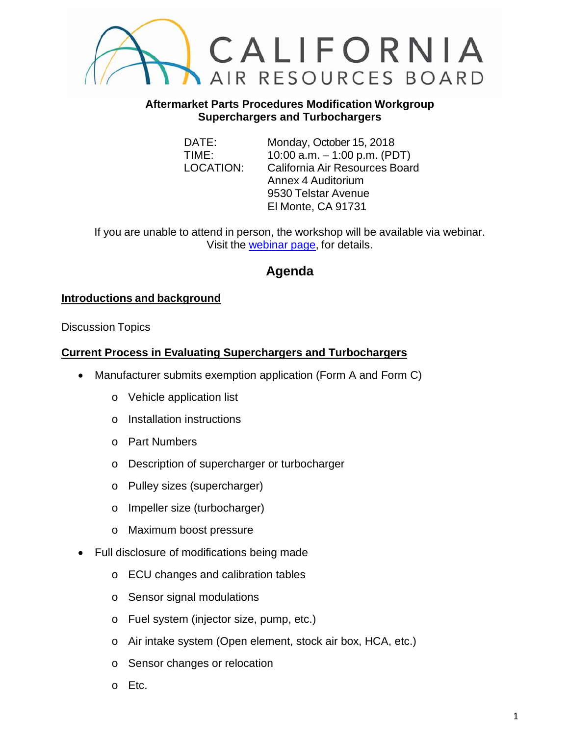**CALIFORNIA AIR RESOURCES BOARD**

**Aftermarket Parts Procedures Modification Workgroup**
**Superchargers and Turbochargers**

DATE: Monday, October 15, 2018
TIME: 10:00 a.m. – 1:00 p.m. (PDT)
LOCATION: California Air Resources Board
Annex 4 Auditorium
9530 Telstar Avenue
El Monte, CA 91731

If you are unable to attend in person, the workshop will be available via webinar. Visit the webinar page, for details.

## Agenda

**Introductions and background**

Discussion Topics

**Current Process in Evaluating Superchargers and Turbochargers**

- Manufacturer submits exemption application (Form A and Form C)
  - Vehicle application list
  - Installation instructions
  - Part Numbers
  - Description of supercharger or turbocharger
  - Pulley sizes (supercharger)
  - Impeller size (turbocharger)
  - Maximum boost pressure
- Full disclosure of modifications being made
  - ECU changes and calibration tables
  - Sensor signal modulations
  - Fuel system (injector size, pump, etc.)
  - Air intake system (Open element, stock air box, HCA, etc.)
  - Sensor changes or relocation
  - Etc.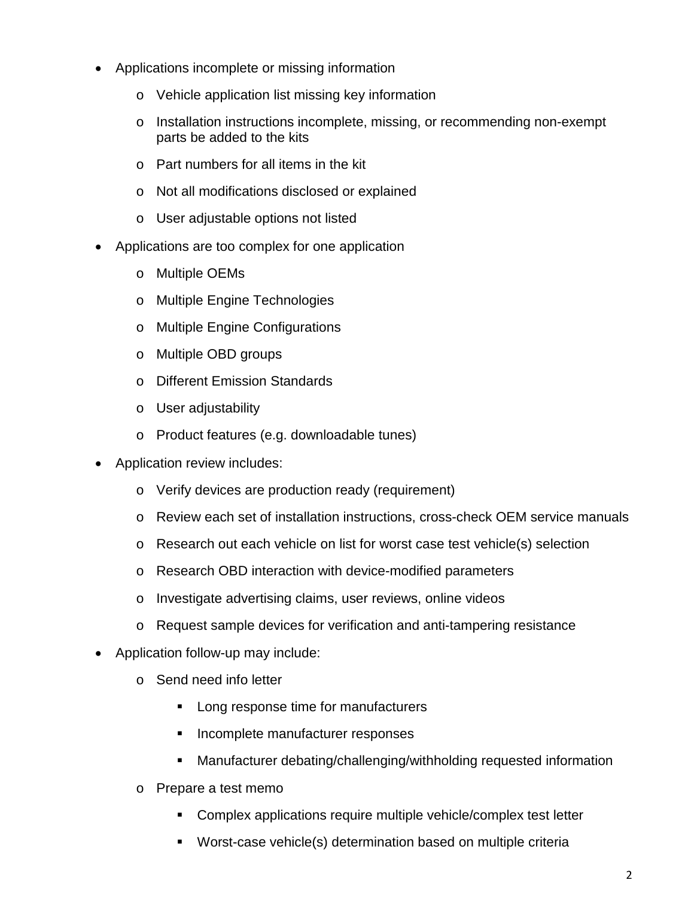- Applications incomplete or missing information
  - Vehicle application list missing key information
  - Installation instructions incomplete, missing, or recommending non-exempt parts be added to the kits
  - Part numbers for all items in the kit
  - Not all modifications disclosed or explained
  - User adjustable options not listed
- Applications are too complex for one application
  - Multiple OEMs
  - Multiple Engine Technologies
  - Multiple Engine Configurations
  - Multiple OBD groups
  - Different Emission Standards
  - User adjustability
  - Product features (e.g. downloadable tunes)
- Application review includes:
  - Verify devices are production ready (requirement)
  - Review each set of installation instructions, cross-check OEM service manuals
  - Research out each vehicle on list for worst case test vehicle(s) selection
  - Research OBD interaction with device-modified parameters
  - Investigate advertising claims, user reviews, online videos
  - Request sample devices for verification and anti-tampering resistance
- Application follow-up may include:
  - Send need info letter
    - Long response time for manufacturers
    - Incomplete manufacturer responses
    - Manufacturer debating/challenging/withholding requested information
  - Prepare a test memo
    - Complex applications require multiple vehicle/complex test letter
    - Worst-case vehicle(s) determination based on multiple criteria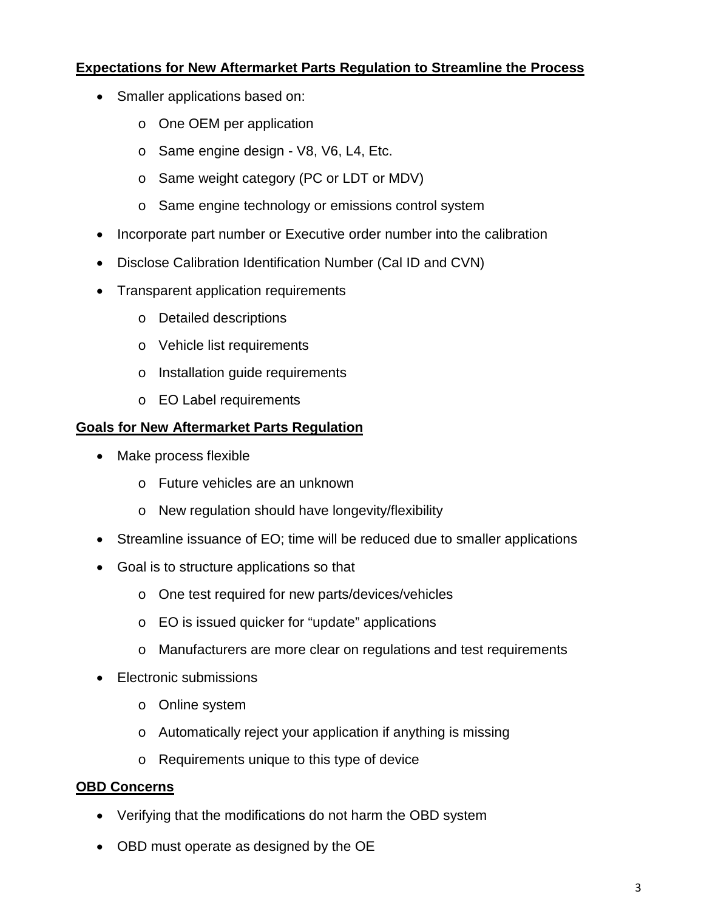**Expectations for New Aftermarket Parts Regulation to Streamline the Process**

- Smaller applications based on:
  - One OEM per application
  - Same engine design - V8, V6, L4, Etc.
  - Same weight category (PC or LDT or MDV)
  - Same engine technology or emissions control system
- Incorporate part number or Executive order number into the calibration
- Disclose Calibration Identification Number (Cal ID and CVN)
- Transparent application requirements
  - Detailed descriptions
  - Vehicle list requirements
  - Installation guide requirements
  - EO Label requirements

**Goals for New Aftermarket Parts Regulation**

- Make process flexible
  - Future vehicles are an unknown
  - New regulation should have longevity/flexibility
- Streamline issuance of EO; time will be reduced due to smaller applications
- Goal is to structure applications so that
  - One test required for new parts/devices/vehicles
  - EO is issued quicker for "update" applications
  - Manufacturers are more clear on regulations and test requirements
- Electronic submissions
  - Online system
  - Automatically reject your application if anything is missing
  - Requirements unique to this type of device

**OBD Concerns**

- Verifying that the modifications do not harm the OBD system
- OBD must operate as designed by the OE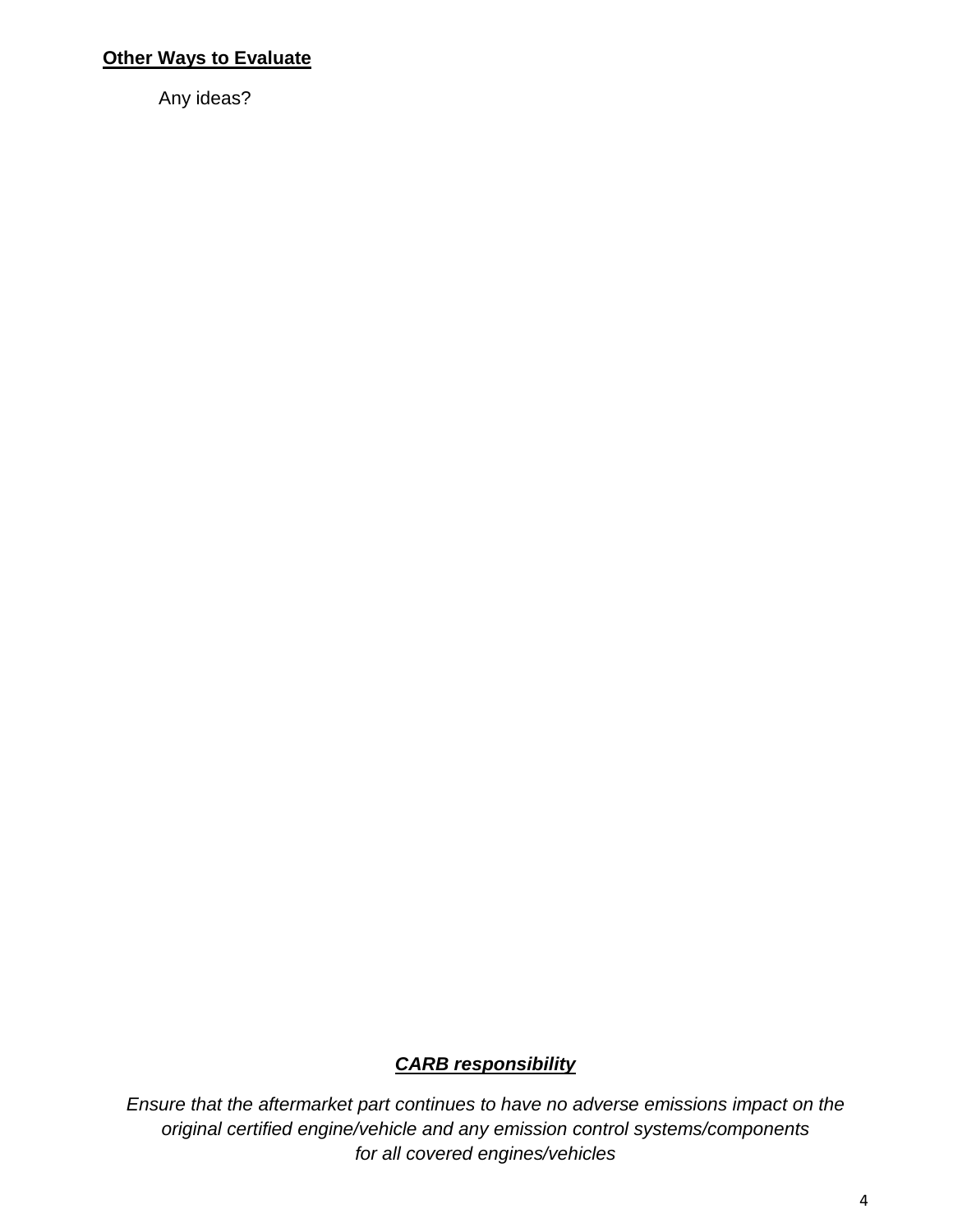**Other Ways to Evaluate**

Any ideas?

***CARB responsibility***

*Ensure that the aftermarket part continues to have no adverse emissions impact on the original certified engine/vehicle and any emission control systems/components for all covered engines/vehicles*